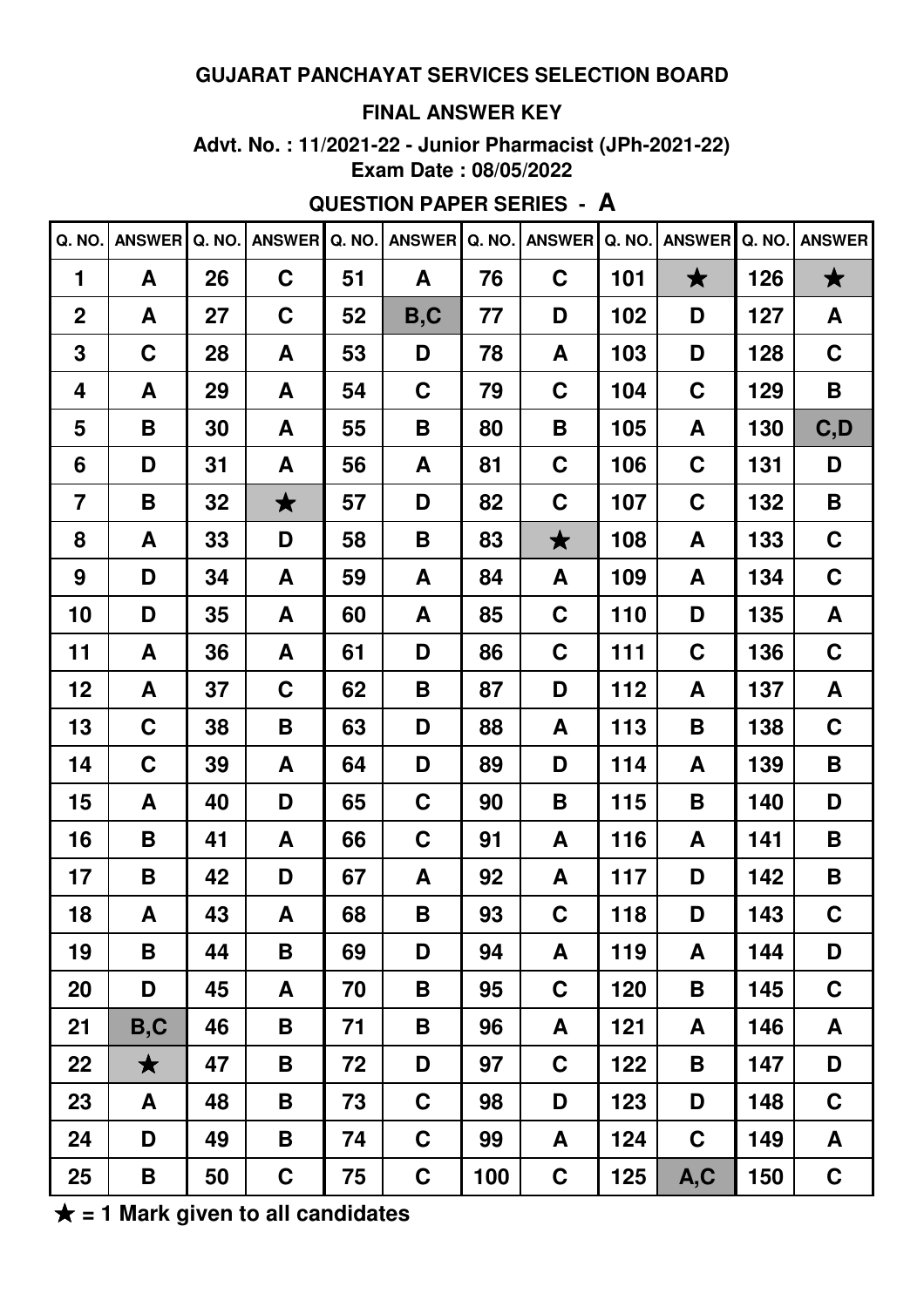**GUJARAT PANCHAYAT SERVICES SELECTION BOARD**

**FINAL ANSWER KEY**

**Advt. No. : 11/2021-22 - Junior Pharmacist (JPh-2021-22)**
**Exam Date : 08/05/2022**

**QUESTION PAPER SERIES - A**

| Q. NO. | ANSWER | Q. NO. | ANSWER | Q. NO. | ANSWER | Q. NO. | ANSWER | Q. NO. | ANSWER | Q. NO. | ANSWER |
|---|---|---|---|---|---|---|---|---|---|---|---|
| 1 | A | 26 | C | 51 | A | 76 | C | 101 | ★ | 126 | ★ |
| 2 | A | 27 | C | 52 | B,C | 77 | D | 102 | D | 127 | A |
| 3 | C | 28 | A | 53 | D | 78 | A | 103 | D | 128 | C |
| 4 | A | 29 | A | 54 | C | 79 | C | 104 | C | 129 | B |
| 5 | B | 30 | A | 55 | B | 80 | B | 105 | A | 130 | C,D |
| 6 | D | 31 | A | 56 | A | 81 | C | 106 | C | 131 | D |
| 7 | B | 32 | ★ | 57 | D | 82 | C | 107 | C | 132 | B |
| 8 | A | 33 | D | 58 | B | 83 | ★ | 108 | A | 133 | C |
| 9 | D | 34 | A | 59 | A | 84 | A | 109 | A | 134 | C |
| 10 | D | 35 | A | 60 | A | 85 | C | 110 | D | 135 | A |
| 11 | A | 36 | A | 61 | D | 86 | C | 111 | C | 136 | C |
| 12 | A | 37 | C | 62 | B | 87 | D | 112 | A | 137 | A |
| 13 | C | 38 | B | 63 | D | 88 | A | 113 | B | 138 | C |
| 14 | C | 39 | A | 64 | D | 89 | D | 114 | A | 139 | B |
| 15 | A | 40 | D | 65 | C | 90 | B | 115 | B | 140 | D |
| 16 | B | 41 | A | 66 | C | 91 | A | 116 | A | 141 | B |
| 17 | B | 42 | D | 67 | A | 92 | A | 117 | D | 142 | B |
| 18 | A | 43 | A | 68 | B | 93 | C | 118 | D | 143 | C |
| 19 | B | 44 | B | 69 | D | 94 | A | 119 | A | 144 | D |
| 20 | D | 45 | A | 70 | B | 95 | C | 120 | B | 145 | C |
| 21 | B,C | 46 | B | 71 | B | 96 | A | 121 | A | 146 | A |
| 22 | ★ | 47 | B | 72 | D | 97 | C | 122 | B | 147 | D |
| 23 | A | 48 | B | 73 | C | 98 | D | 123 | D | 148 | C |
| 24 | D | 49 | B | 74 | C | 99 | A | 124 | C | 149 | A |
| 25 | B | 50 | C | 75 | C | 100 | C | 125 | A,C | 150 | C |

★ = 1 Mark given to all candidates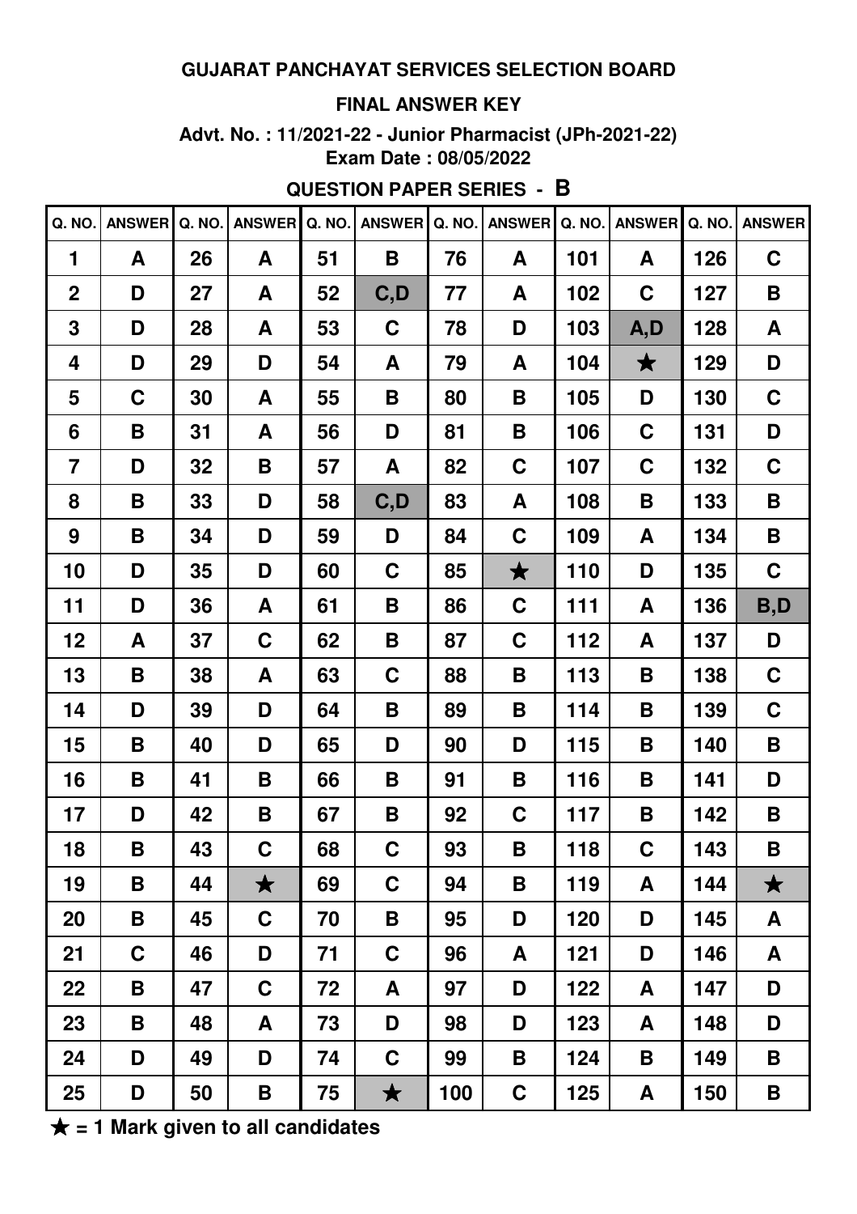**GUJARAT PANCHAYAT SERVICES SELECTION BOARD**

**FINAL ANSWER KEY**

**Advt. No. : 11/2021-22 - Junior Pharmacist (JPh-2021-22)**
**Exam Date : 08/05/2022**

**QUESTION PAPER SERIES - B**

| Q. NO. | ANSWER | Q. NO. | ANSWER | Q. NO. | ANSWER | Q. NO. | ANSWER | Q. NO. | ANSWER | Q. NO. | ANSWER |
|---|---|---|---|---|---|---|---|---|---|---|---|
| 1 | A | 26 | A | 51 | B | 76 | A | 101 | A | 126 | C |
| 2 | D | 27 | A | 52 | C,D | 77 | A | 102 | C | 127 | B |
| 3 | D | 28 | A | 53 | C | 78 | D | 103 | A,D | 128 | A |
| 4 | D | 29 | D | 54 | A | 79 | A | 104 | ★ | 129 | D |
| 5 | C | 30 | A | 55 | B | 80 | B | 105 | D | 130 | C |
| 6 | B | 31 | A | 56 | D | 81 | B | 106 | C | 131 | D |
| 7 | D | 32 | B | 57 | A | 82 | C | 107 | C | 132 | C |
| 8 | B | 33 | D | 58 | C,D | 83 | A | 108 | B | 133 | B |
| 9 | B | 34 | D | 59 | D | 84 | C | 109 | A | 134 | B |
| 10 | D | 35 | D | 60 | C | 85 | ★ | 110 | D | 135 | C |
| 11 | D | 36 | A | 61 | B | 86 | C | 111 | A | 136 | B,D |
| 12 | A | 37 | C | 62 | B | 87 | C | 112 | A | 137 | D |
| 13 | B | 38 | A | 63 | C | 88 | B | 113 | B | 138 | C |
| 14 | D | 39 | D | 64 | B | 89 | B | 114 | B | 139 | C |
| 15 | B | 40 | D | 65 | D | 90 | D | 115 | B | 140 | B |
| 16 | B | 41 | B | 66 | B | 91 | B | 116 | B | 141 | D |
| 17 | D | 42 | B | 67 | B | 92 | C | 117 | B | 142 | B |
| 18 | B | 43 | C | 68 | C | 93 | B | 118 | C | 143 | B |
| 19 | B | 44 | ★ | 69 | C | 94 | B | 119 | A | 144 | ★ |
| 20 | B | 45 | C | 70 | B | 95 | D | 120 | D | 145 | A |
| 21 | C | 46 | D | 71 | C | 96 | A | 121 | D | 146 | A |
| 22 | B | 47 | C | 72 | A | 97 | D | 122 | A | 147 | D |
| 23 | B | 48 | A | 73 | D | 98 | D | 123 | A | 148 | D |
| 24 | D | 49 | D | 74 | C | 99 | B | 124 | B | 149 | B |
| 25 | D | 50 | B | 75 | ★ | 100 | C | 125 | A | 150 | B |

★ = 1 Mark given to all candidates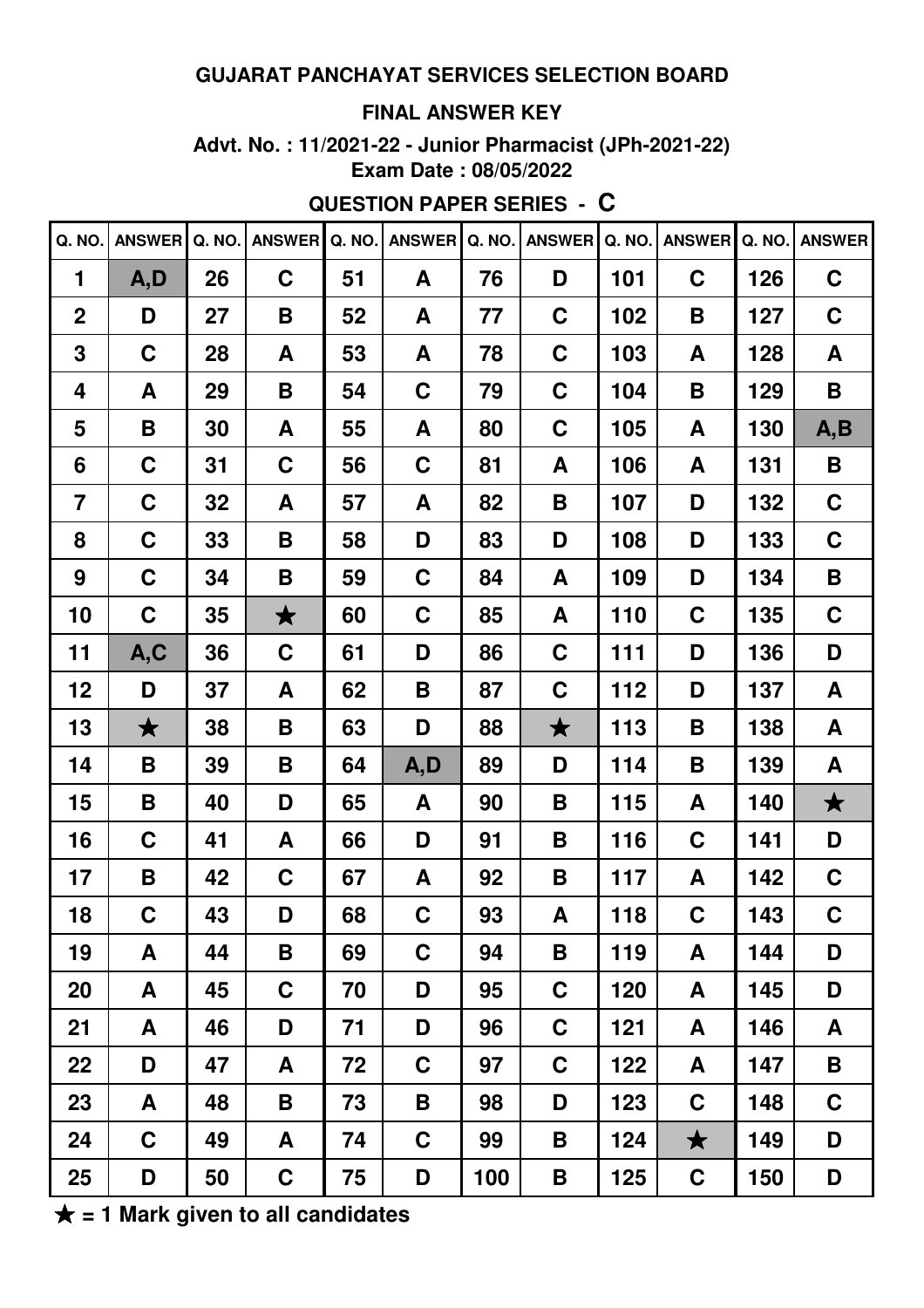**GUJARAT PANCHAYAT SERVICES SELECTION BOARD**

**FINAL ANSWER KEY**

**Advt. No. : 11/2021-22 - Junior Pharmacist (JPh-2021-22)**

**Exam Date : 08/05/2022**

**QUESTION PAPER SERIES - C**

| Q. NO. | ANSWER | Q. NO. | ANSWER | Q. NO. | ANSWER | Q. NO. | ANSWER | Q. NO. | ANSWER | Q. NO. | ANSWER |
|---|---|---|---|---|---|---|---|---|---|---|---|
| 1 | A,D | 26 | C | 51 | A | 76 | D | 101 | C | 126 | C |
| 2 | D | 27 | B | 52 | A | 77 | C | 102 | B | 127 | C |
| 3 | C | 28 | A | 53 | A | 78 | C | 103 | A | 128 | A |
| 4 | A | 29 | B | 54 | C | 79 | C | 104 | B | 129 | B |
| 5 | B | 30 | A | 55 | A | 80 | C | 105 | A | 130 | A,B |
| 6 | C | 31 | C | 56 | C | 81 | A | 106 | A | 131 | B |
| 7 | C | 32 | A | 57 | A | 82 | B | 107 | D | 132 | C |
| 8 | C | 33 | B | 58 | D | 83 | D | 108 | D | 133 | C |
| 9 | C | 34 | B | 59 | C | 84 | A | 109 | D | 134 | B |
| 10 | C | 35 | ★ | 60 | C | 85 | A | 110 | C | 135 | C |
| 11 | A,C | 36 | C | 61 | D | 86 | C | 111 | D | 136 | D |
| 12 | D | 37 | A | 62 | B | 87 | C | 112 | D | 137 | A |
| 13 | ★ | 38 | B | 63 | D | 88 | ★ | 113 | B | 138 | A |
| 14 | B | 39 | B | 64 | A,D | 89 | D | 114 | B | 139 | A |
| 15 | B | 40 | D | 65 | A | 90 | B | 115 | A | 140 | ★ |
| 16 | C | 41 | A | 66 | D | 91 | B | 116 | C | 141 | D |
| 17 | B | 42 | C | 67 | A | 92 | B | 117 | A | 142 | C |
| 18 | C | 43 | D | 68 | C | 93 | A | 118 | C | 143 | C |
| 19 | A | 44 | B | 69 | C | 94 | B | 119 | A | 144 | D |
| 20 | A | 45 | C | 70 | D | 95 | C | 120 | A | 145 | D |
| 21 | A | 46 | D | 71 | D | 96 | C | 121 | A | 146 | A |
| 22 | D | 47 | A | 72 | C | 97 | C | 122 | A | 147 | B |
| 23 | A | 48 | B | 73 | B | 98 | D | 123 | C | 148 | C |
| 24 | C | 49 | A | 74 | C | 99 | B | 124 | ★ | 149 | D |
| 25 | D | 50 | C | 75 | D | 100 | B | 125 | C | 150 | D |

★ = 1 Mark given to all candidates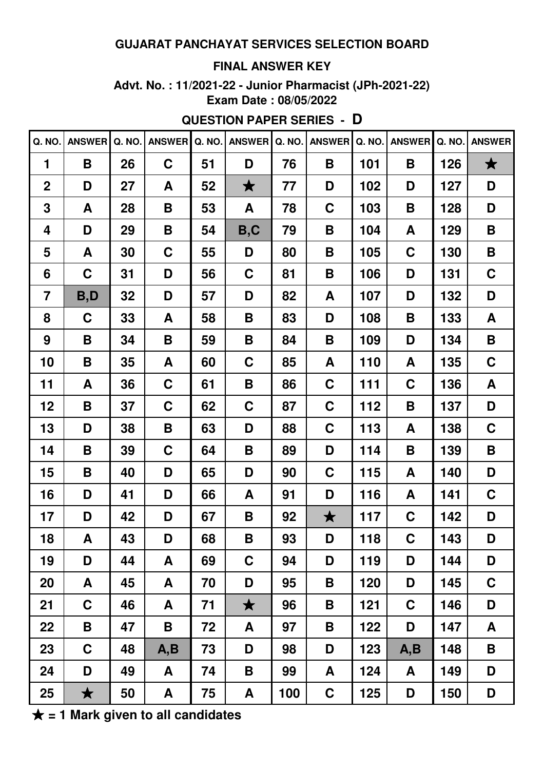**GUJARAT PANCHAYAT SERVICES SELECTION BOARD**

**FINAL ANSWER KEY**

**Advt. No. : 11/2021-22 - Junior Pharmacist (JPh-2021-22)**
**Exam Date : 08/05/2022**

**QUESTION PAPER SERIES - D**

| Q. NO. | ANSWER | Q. NO. | ANSWER | Q. NO. | ANSWER | Q. NO. | ANSWER | Q. NO. | ANSWER | Q. NO. | ANSWER |
|---|---|---|---|---|---|---|---|---|---|---|---|
| 1 | B | 26 | C | 51 | D | 76 | B | 101 | B | 126 | ★ |
| 2 | D | 27 | A | 52 | ★ | 77 | D | 102 | D | 127 | D |
| 3 | A | 28 | B | 53 | A | 78 | C | 103 | B | 128 | D |
| 4 | D | 29 | B | 54 | B,C | 79 | B | 104 | A | 129 | B |
| 5 | A | 30 | C | 55 | D | 80 | B | 105 | C | 130 | B |
| 6 | C | 31 | D | 56 | C | 81 | B | 106 | D | 131 | C |
| 7 | B,D | 32 | D | 57 | D | 82 | A | 107 | D | 132 | D |
| 8 | C | 33 | A | 58 | B | 83 | D | 108 | B | 133 | A |
| 9 | B | 34 | B | 59 | B | 84 | B | 109 | D | 134 | B |
| 10 | B | 35 | A | 60 | C | 85 | A | 110 | A | 135 | C |
| 11 | A | 36 | C | 61 | B | 86 | C | 111 | C | 136 | A |
| 12 | B | 37 | C | 62 | C | 87 | C | 112 | B | 137 | D |
| 13 | D | 38 | B | 63 | D | 88 | C | 113 | A | 138 | C |
| 14 | B | 39 | C | 64 | B | 89 | D | 114 | B | 139 | B |
| 15 | B | 40 | D | 65 | D | 90 | C | 115 | A | 140 | D |
| 16 | D | 41 | D | 66 | A | 91 | D | 116 | A | 141 | C |
| 17 | D | 42 | D | 67 | B | 92 | ★ | 117 | C | 142 | D |
| 18 | A | 43 | D | 68 | B | 93 | D | 118 | C | 143 | D |
| 19 | D | 44 | A | 69 | C | 94 | D | 119 | D | 144 | D |
| 20 | A | 45 | A | 70 | D | 95 | B | 120 | D | 145 | C |
| 21 | C | 46 | A | 71 | ★ | 96 | B | 121 | C | 146 | D |
| 22 | B | 47 | B | 72 | A | 97 | B | 122 | D | 147 | A |
| 23 | C | 48 | A,B | 73 | D | 98 | D | 123 | A,B | 148 | B |
| 24 | D | 49 | A | 74 | B | 99 | A | 124 | A | 149 | D |
| 25 | ★ | 50 | A | 75 | A | 100 | C | 125 | D | 150 | D |

**★ = 1 Mark given to all candidates**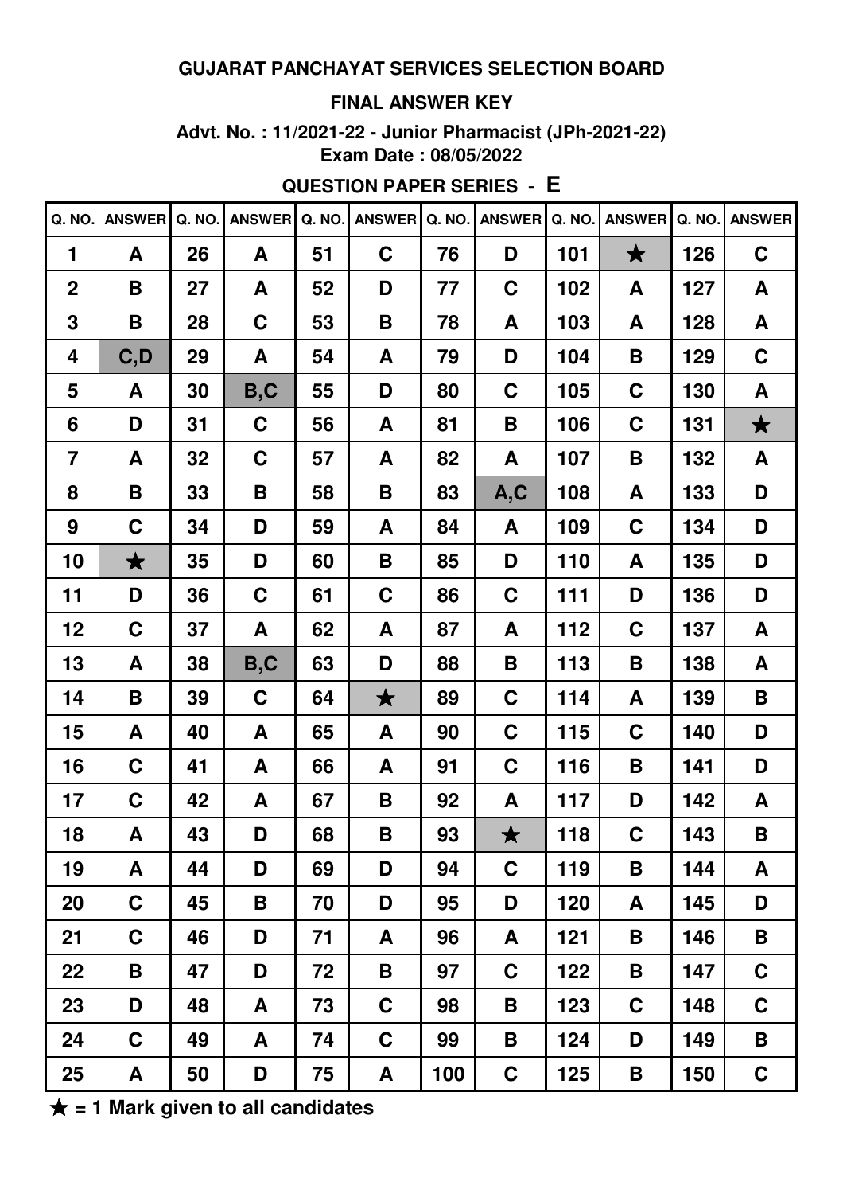**GUJARAT PANCHAYAT SERVICES SELECTION BOARD**

**FINAL ANSWER KEY**

**Advt. No. : 11/2021-22 - Junior Pharmacist (JPh-2021-22)**
**Exam Date : 08/05/2022**

**QUESTION PAPER SERIES - E**

| Q. NO. | ANSWER | Q. NO. | ANSWER | Q. NO. | ANSWER | Q. NO. | ANSWER | Q. NO. | ANSWER | Q. NO. | ANSWER |
|---|---|---|---|---|---|---|---|---|---|---|---|
| 1 | A | 26 | A | 51 | C | 76 | D | 101 | ★ | 126 | C |
| 2 | B | 27 | A | 52 | D | 77 | C | 102 | A | 127 | A |
| 3 | B | 28 | C | 53 | B | 78 | A | 103 | A | 128 | A |
| 4 | C,D | 29 | A | 54 | A | 79 | D | 104 | B | 129 | C |
| 5 | A | 30 | B,C | 55 | D | 80 | C | 105 | C | 130 | A |
| 6 | D | 31 | C | 56 | A | 81 | B | 106 | C | 131 | ★ |
| 7 | A | 32 | C | 57 | A | 82 | A | 107 | B | 132 | A |
| 8 | B | 33 | B | 58 | B | 83 | A,C | 108 | A | 133 | D |
| 9 | C | 34 | D | 59 | A | 84 | A | 109 | C | 134 | D |
| 10 | ★ | 35 | D | 60 | B | 85 | D | 110 | A | 135 | D |
| 11 | D | 36 | C | 61 | C | 86 | C | 111 | D | 136 | D |
| 12 | C | 37 | A | 62 | A | 87 | A | 112 | C | 137 | A |
| 13 | A | 38 | B,C | 63 | D | 88 | B | 113 | B | 138 | A |
| 14 | B | 39 | C | 64 | ★ | 89 | C | 114 | A | 139 | B |
| 15 | A | 40 | A | 65 | A | 90 | C | 115 | C | 140 | D |
| 16 | C | 41 | A | 66 | A | 91 | C | 116 | B | 141 | D |
| 17 | C | 42 | A | 67 | B | 92 | A | 117 | D | 142 | A |
| 18 | A | 43 | D | 68 | B | 93 | ★ | 118 | C | 143 | B |
| 19 | A | 44 | D | 69 | D | 94 | C | 119 | B | 144 | A |
| 20 | C | 45 | B | 70 | D | 95 | D | 120 | A | 145 | D |
| 21 | C | 46 | D | 71 | A | 96 | A | 121 | B | 146 | B |
| 22 | B | 47 | D | 72 | B | 97 | C | 122 | B | 147 | C |
| 23 | D | 48 | A | 73 | C | 98 | B | 123 | C | 148 | C |
| 24 | C | 49 | A | 74 | C | 99 | B | 124 | D | 149 | B |
| 25 | A | 50 | D | 75 | A | 100 | C | 125 | B | 150 | C |

**★ = 1 Mark given to all candidates**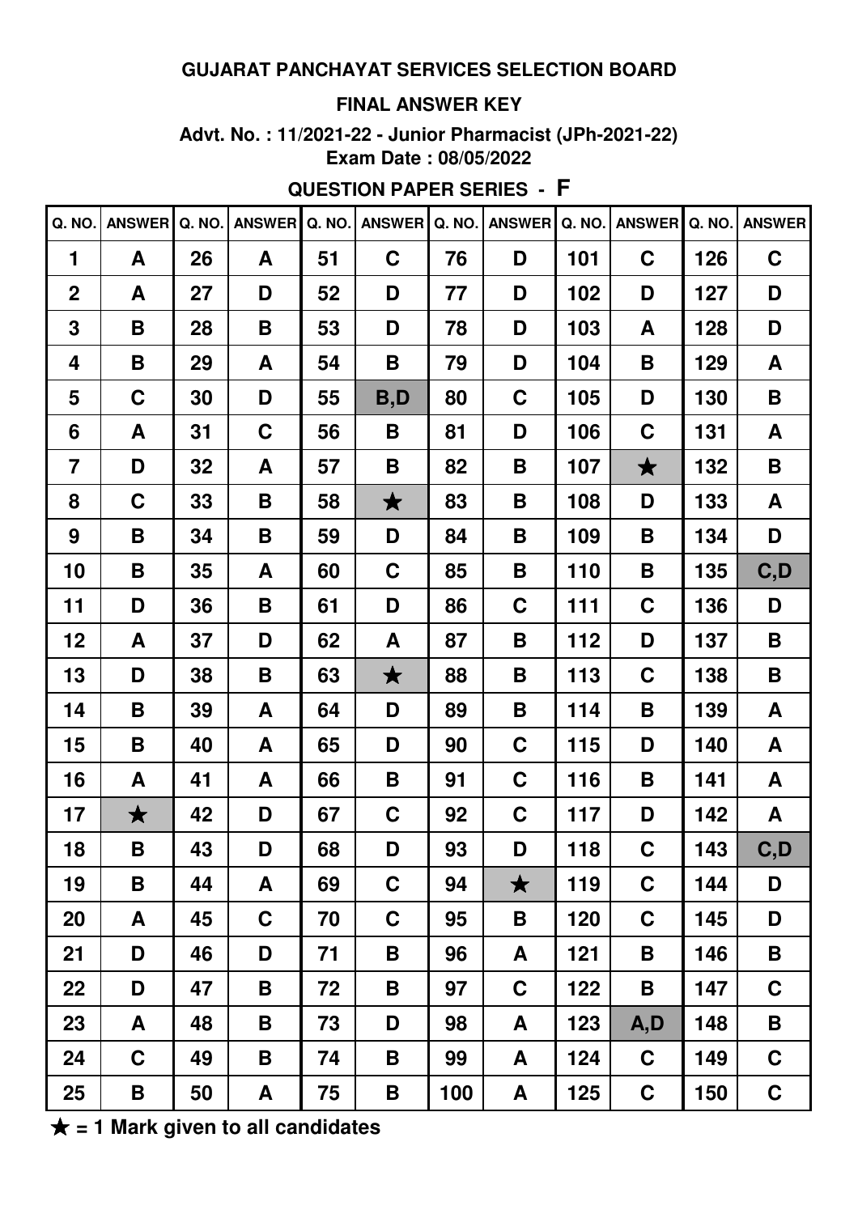**GUJARAT PANCHAYAT SERVICES SELECTION BOARD**

**FINAL ANSWER KEY**

**Advt. No. : 11/2021-22 - Junior Pharmacist (JPh-2021-22)**
**Exam Date : 08/05/2022**

**QUESTION PAPER SERIES - F**

| Q. NO. | ANSWER | Q. NO. | ANSWER | Q. NO. | ANSWER | Q. NO. | ANSWER | Q. NO. | ANSWER | Q. NO. | ANSWER |
|---|---|---|---|---|---|---|---|---|---|---|---|
| 1 | A | 26 | A | 51 | C | 76 | D | 101 | C | 126 | C |
| 2 | A | 27 | D | 52 | D | 77 | D | 102 | D | 127 | D |
| 3 | B | 28 | B | 53 | D | 78 | D | 103 | A | 128 | D |
| 4 | B | 29 | A | 54 | B | 79 | D | 104 | B | 129 | A |
| 5 | C | 30 | D | 55 | B,D | 80 | C | 105 | D | 130 | B |
| 6 | A | 31 | C | 56 | B | 81 | D | 106 | C | 131 | A |
| 7 | D | 32 | A | 57 | B | 82 | B | 107 | ★ | 132 | B |
| 8 | C | 33 | B | 58 | ★ | 83 | B | 108 | D | 133 | A |
| 9 | B | 34 | B | 59 | D | 84 | B | 109 | B | 134 | D |
| 10 | B | 35 | A | 60 | C | 85 | B | 110 | B | 135 | C,D |
| 11 | D | 36 | B | 61 | D | 86 | C | 111 | C | 136 | D |
| 12 | A | 37 | D | 62 | A | 87 | B | 112 | D | 137 | B |
| 13 | D | 38 | B | 63 | ★ | 88 | B | 113 | C | 138 | B |
| 14 | B | 39 | A | 64 | D | 89 | B | 114 | B | 139 | A |
| 15 | B | 40 | A | 65 | D | 90 | C | 115 | D | 140 | A |
| 16 | A | 41 | A | 66 | B | 91 | C | 116 | B | 141 | A |
| 17 | ★ | 42 | D | 67 | C | 92 | C | 117 | D | 142 | A |
| 18 | B | 43 | D | 68 | D | 93 | D | 118 | C | 143 | C,D |
| 19 | B | 44 | A | 69 | C | 94 | ★ | 119 | C | 144 | D |
| 20 | A | 45 | C | 70 | C | 95 | B | 120 | C | 145 | D |
| 21 | D | 46 | D | 71 | B | 96 | A | 121 | B | 146 | B |
| 22 | D | 47 | B | 72 | B | 97 | C | 122 | B | 147 | C |
| 23 | A | 48 | B | 73 | D | 98 | A | 123 | A,D | 148 | B |
| 24 | C | 49 | B | 74 | B | 99 | A | 124 | C | 149 | C |
| 25 | B | 50 | A | 75 | B | 100 | A | 125 | C | 150 | C |

★ = 1 Mark given to all candidates